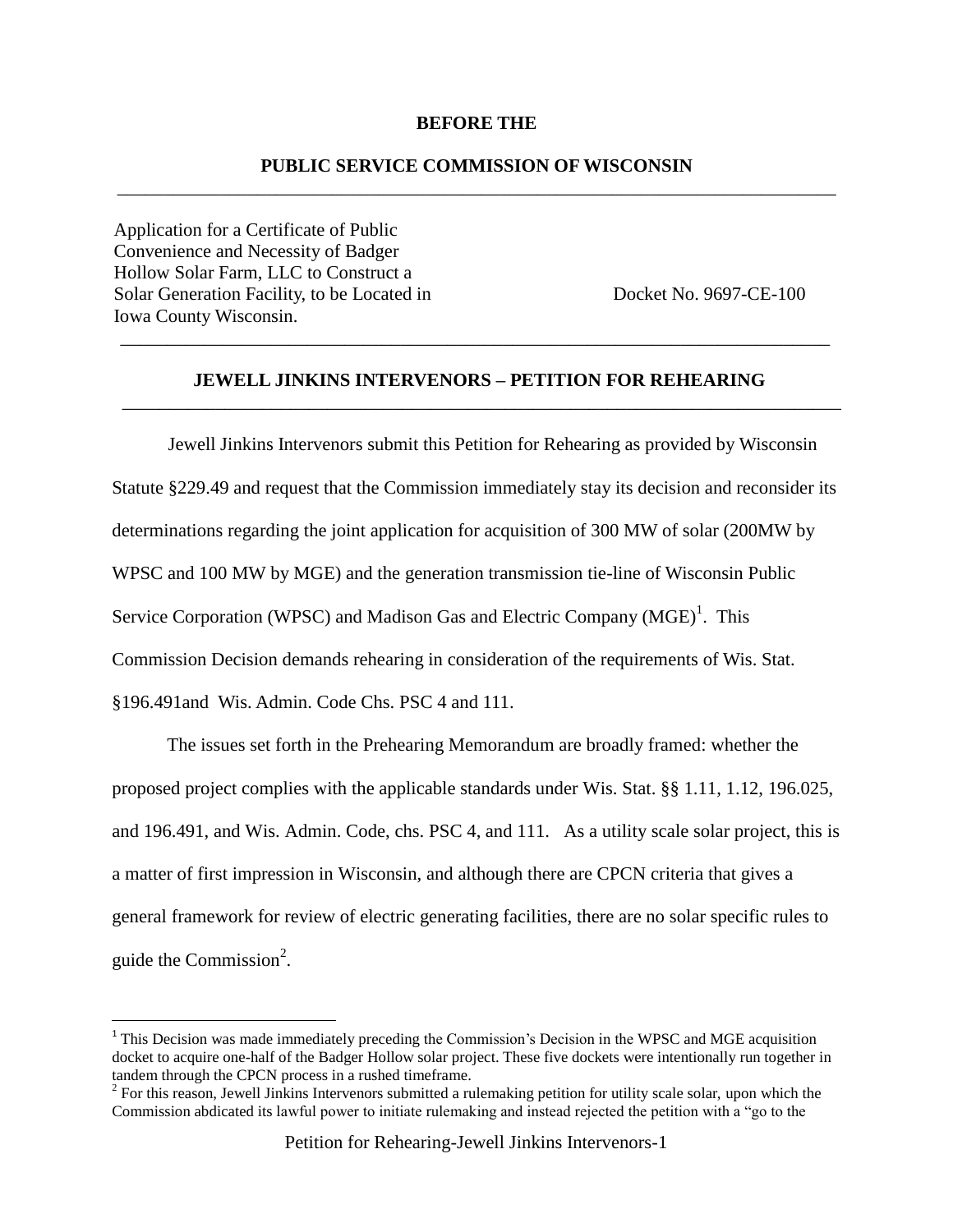**BEFORE THE**

**PUBLIC SERVICE COMMISSION OF WISCONSIN**

---

Application for a Certificate of Public Convenience and Necessity of Badger Hollow Solar Farm, LLC to Construct a Solar Generation Facility, to be Located in Iowa County Wisconsin.

Docket No. 9697-CE-100

---

## JEWELL JINKINS INTERVENORS – PETITION FOR REHEARING

---

Jewell Jinkins Intervenors submit this Petition for Rehearing as provided by Wisconsin Statute §229.49 and request that the Commission immediately stay its decision and reconsider its determinations regarding the joint application for acquisition of 300 MW of solar (200MW by WPSC and 100 MW by MGE) and the generation transmission tie-line of Wisconsin Public Service Corporation (WPSC) and Madison Gas and Electric Company (MGE)[1]. This Commission Decision demands rehearing in consideration of the requirements of Wis. Stat. §196.491and Wis. Admin. Code Chs. PSC 4 and 111.

The issues set forth in the Prehearing Memorandum are broadly framed: whether the proposed project complies with the applicable standards under Wis. Stat. §§ 1.11, 1.12, 196.025, and 196.491, and Wis. Admin. Code, chs. PSC 4, and 111. As a utility scale solar project, this is a matter of first impression in Wisconsin, and although there are CPCN criteria that gives a general framework for review of electric generating facilities, there are no solar specific rules to guide the Commission[2].

---

[1] This Decision was made immediately preceding the Commission's Decision in the WPSC and MGE acquisition docket to acquire one-half of the Badger Hollow solar project. These five dockets were intentionally run together in tandem through the CPCN process in a rushed timeframe.

[2] For this reason, Jewell Jinkins Intervenors submitted a rulemaking petition for utility scale solar, upon which the Commission abdicated its lawful power to initiate rulemaking and instead rejected the petition with a "go to the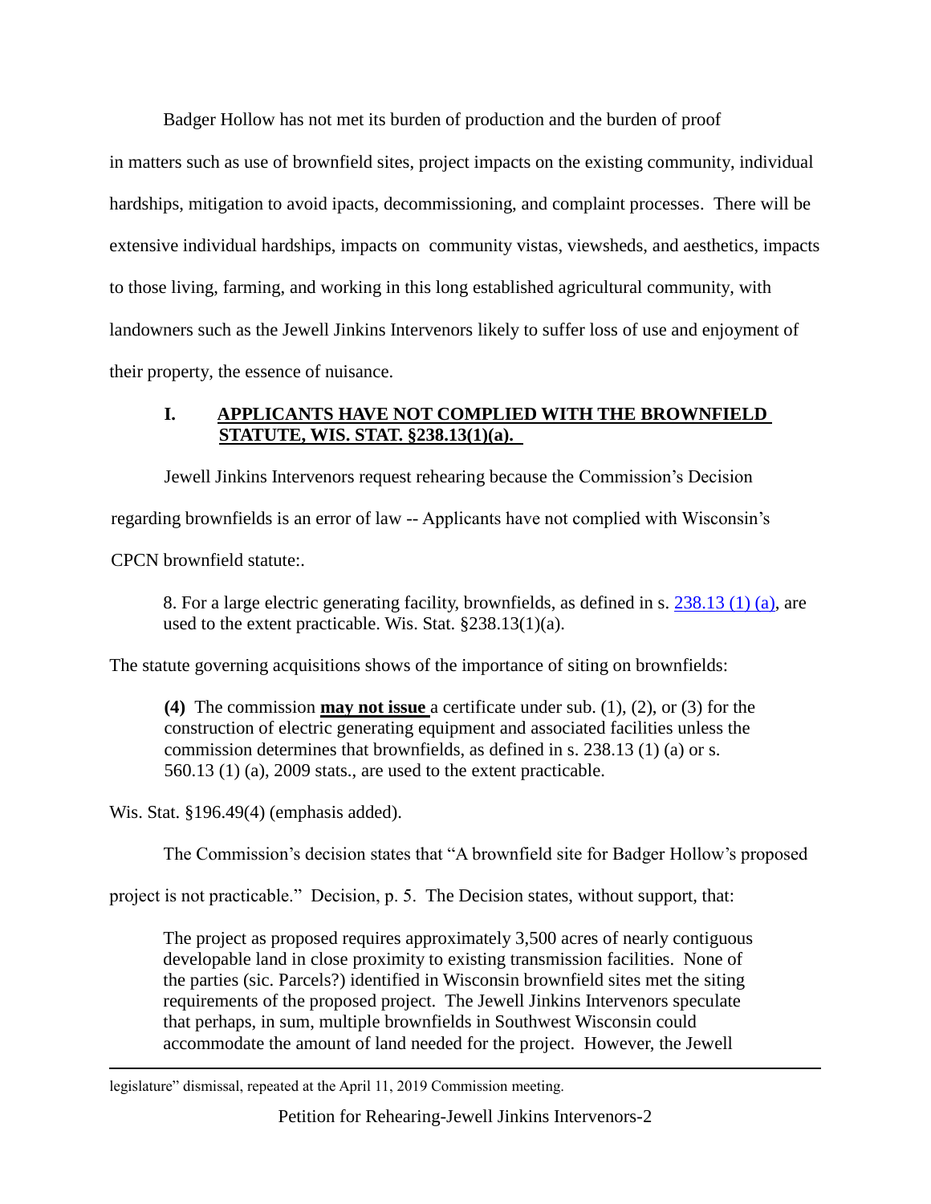Badger Hollow has not met its burden of production and the burden of proof in matters such as use of brownfield sites, project impacts on the existing community, individual hardships, mitigation to avoid ipacts, decommissioning, and complaint processes. There will be extensive individual hardships, impacts on community vistas, viewsheds, and aesthetics, impacts to those living, farming, and working in this long established agricultural community, with landowners such as the Jewell Jinkins Intervenors likely to suffer loss of use and enjoyment of their property, the essence of nuisance.

## I. APPLICANTS HAVE NOT COMPLIED WITH THE BROWNFIELD STATUTE, WIS. STAT. §238.13(1)(a).

Jewell Jinkins Intervenors request rehearing because the Commission's Decision regarding brownfields is an error of law -- Applicants have not complied with Wisconsin's CPCN brownfield statute:.

> 8. For a large electric generating facility, brownfields, as defined in s. 238.13 (1) (a), are used to the extent practicable. Wis. Stat. §238.13(1)(a).

The statute governing acquisitions shows of the importance of siting on brownfields:

> **(4)** The commission **may not issue** a certificate under sub. (1), (2), or (3) for the construction of electric generating equipment and associated facilities unless the commission determines that brownfields, as defined in s. 238.13 (1) (a) or s. 560.13 (1) (a), 2009 stats., are used to the extent practicable.

Wis. Stat. §196.49(4) (emphasis added).

The Commission's decision states that "A brownfield site for Badger Hollow's proposed project is not practicable." Decision, p. 5. The Decision states, without support, that:

> The project as proposed requires approximately 3,500 acres of nearly contiguous developable land in close proximity to existing transmission facilities. None of the parties (sic. Parcels?) identified in Wisconsin brownfield sites met the siting requirements of the proposed project. The Jewell Jinkins Intervenors speculate that perhaps, in sum, multiple brownfields in Southwest Wisconsin could accommodate the amount of land needed for the project. However, the Jewell

legislature" dismissal, repeated at the April 11, 2019 Commission meeting.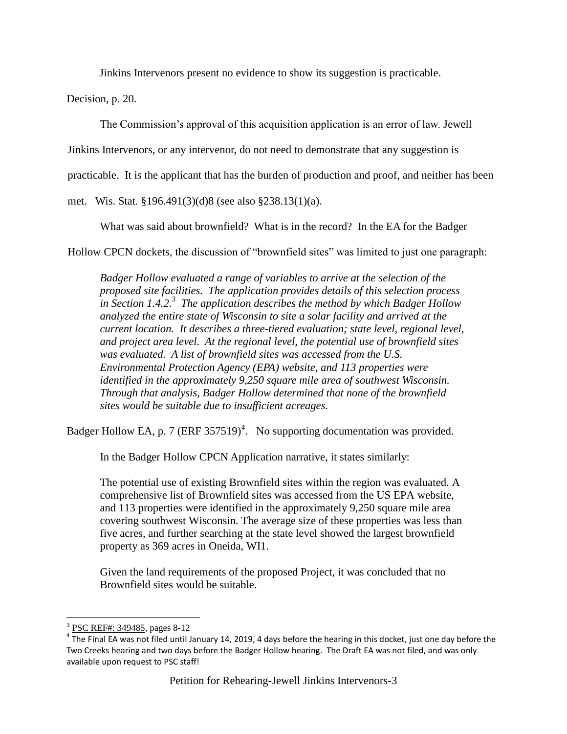Jinkins Intervenors present no evidence to show its suggestion is practicable.

Decision, p. 20.

The Commission's approval of this acquisition application is an error of law. Jewell Jinkins Intervenors, or any intervenor, do not need to demonstrate that any suggestion is practicable. It is the applicant that has the burden of production and proof, and neither has been met. Wis. Stat. §196.491(3)(d)8 (see also §238.13(1)(a).

What was said about brownfield? What is in the record? In the EA for the Badger Hollow CPCN dockets, the discussion of "brownfield sites" was limited to just one paragraph:

> *Badger Hollow evaluated a range of variables to arrive at the selection of the proposed site facilities. The application provides details of this selection process in Section 1.4.2.*[3] *The application describes the method by which Badger Hollow analyzed the entire state of Wisconsin to site a solar facility and arrived at the current location. It describes a three-tiered evaluation; state level, regional level, and project area level. At the regional level, the potential use of brownfield sites was evaluated. A list of brownfield sites was accessed from the U.S. Environmental Protection Agency (EPA) website, and 113 properties were identified in the approximately 9,250 square mile area of southwest Wisconsin. Through that analysis, Badger Hollow determined that none of the brownfield sites would be suitable due to insufficient acreages.*

Badger Hollow EA, p. 7 (ERF 357519)[4]. No supporting documentation was provided.

In the Badger Hollow CPCN Application narrative, it states similarly:

> The potential use of existing Brownfield sites within the region was evaluated. A comprehensive list of Brownfield sites was accessed from the US EPA website, and 113 properties were identified in the approximately 9,250 square mile area covering southwest Wisconsin. The average size of these properties was less than five acres, and further searching at the state level showed the largest brownfield property as 369 acres in Oneida, WI1.
>
> Given the land requirements of the proposed Project, it was concluded that no Brownfield sites would be suitable.

---

[3] PSC REF#: 349485, pages 8-12

[4] The Final EA was not filed until January 14, 2019, 4 days before the hearing in this docket, just one day before the Two Creeks hearing and two days before the Badger Hollow hearing. The Draft EA was not filed, and was only available upon request to PSC staff!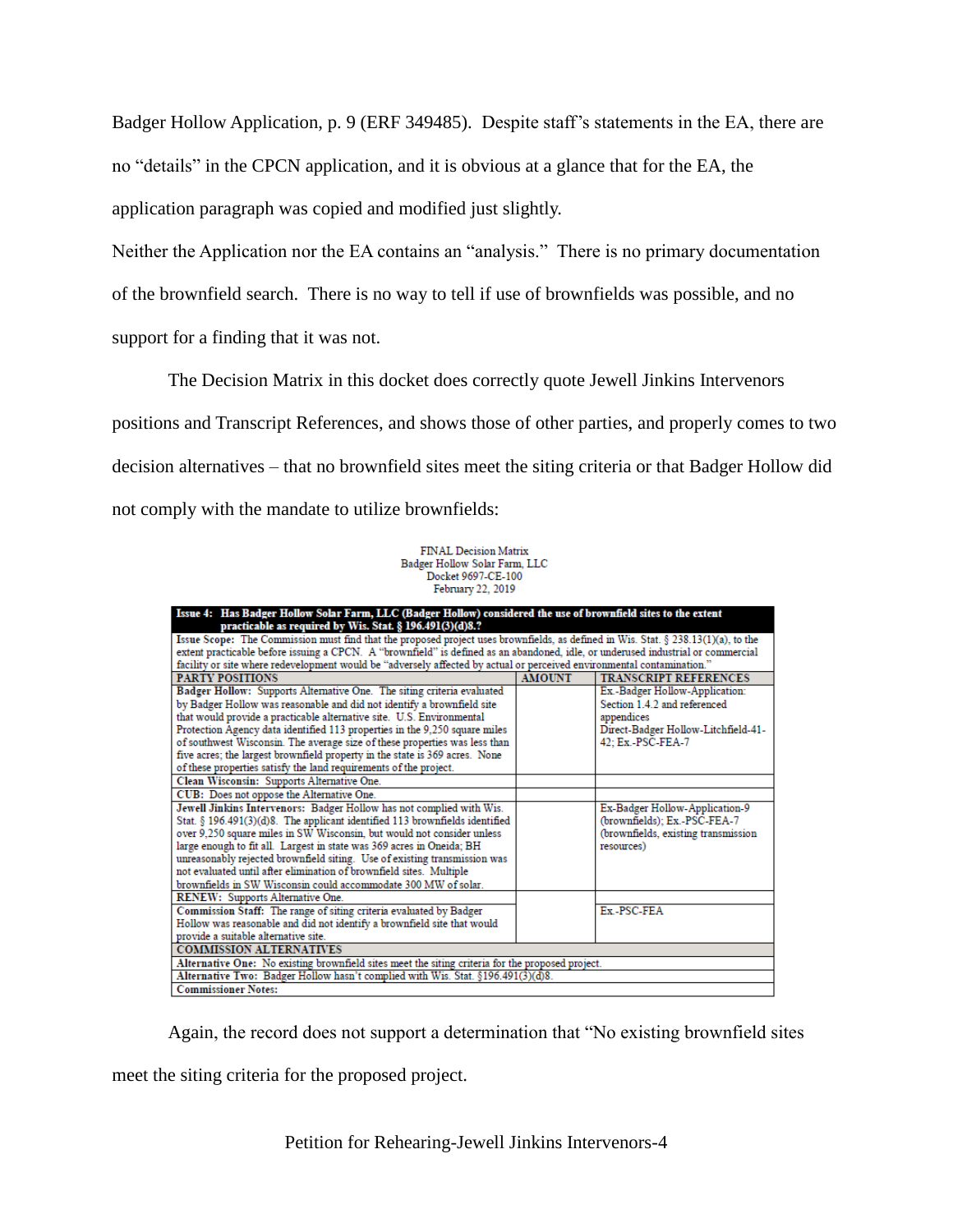Badger Hollow Application, p. 9 (ERF 349485). Despite staff's statements in the EA, there are no "details" in the CPCN application, and it is obvious at a glance that for the EA, the application paragraph was copied and modified just slightly.

Neither the Application nor the EA contains an "analysis." There is no primary documentation of the brownfield search. There is no way to tell if use of brownfields was possible, and no support for a finding that it was not.

The Decision Matrix in this docket does correctly quote Jewell Jinkins Intervenors positions and Transcript References, and shows those of other parties, and properly comes to two decision alternatives – that no brownfield sites meet the siting criteria or that Badger Hollow did not comply with the mandate to utilize brownfields:

FINAL Decision Matrix
Badger Hollow Solar Farm, LLC
Docket 9697-CE-100
February 22, 2019

| **Issue 4: Has Badger Hollow Solar Farm, LLC (Badger Hollow) considered the use of brownfield sites to the extent practicable as required by Wis. Stat. § 196.491(3)(d)8.?** | | |
|---|---|---|
| **Issue Scope:** The Commission must find that the proposed project uses brownfields, as defined in Wis. Stat. § 238.13(1)(a), to the extent practicable before issuing a CPCN. A "brownfield" is defined as an abandoned, idle, or underused industrial or commercial facility or site where redevelopment would be "adversely affected by actual or perceived environmental contamination." | | |
| **PARTY POSITIONS** | **AMOUNT** | **TRANSCRIPT REFERENCES** |
| **Badger Hollow:** Supports Alternative One. The siting criteria evaluated by Badger Hollow was reasonable and did not identify a brownfield site that would provide a practicable alternative site. U.S. Environmental Protection Agency data identified 113 properties in the 9,250 square miles of southwest Wisconsin. The average size of these properties was less than five acres; the largest brownfield property in the state is 369 acres. None of these properties satisfy the land requirements of the project. | | Ex.-Badger Hollow-Application: Section 1.4.2 and referenced appendices Direct-Badger Hollow-Litchfield-41-42; Ex.-PSC-FEA-7 |
| **Clean Wisconsin:** Supports Alternative One. | | |
| **CUB:** Does not oppose the Alternative One. | | |
| **Jewell Jinkins Intervenors:** Badger Hollow has not complied with Wis. Stat. § 196.491(3)(d)8. The applicant identified 113 brownfields identified over 9,250 square miles in SW Wisconsin, but would not consider unless large enough to fit all. Largest in state was 369 acres in Oneida; BH unreasonably rejected brownfield siting. Use of existing transmission was not evaluated until after elimination of brownfield sites. Multiple brownfields in SW Wisconsin could accommodate 300 MW of solar. | | Ex-Badger Hollow-Application-9 (brownfields); Ex.-PSC-FEA-7 (brownfields, existing transmission resources) |
| **RENEW:** Supports Alternative One. | | |
| **Commission Staff:** The range of siting criteria evaluated by Badger Hollow was reasonable and did not identify a brownfield site that would provide a suitable alternative site. | | Ex.-PSC-FEA |
| **COMMISSION ALTERNATIVES** | | |
| **Alternative One:** No existing brownfield sites meet the siting criteria for the proposed project. | | |
| **Alternative Two:** Badger Hollow hasn't complied with Wis. Stat. §196.491(3)(d)8. | | |
| **Commissioner Notes:** | | |

Again, the record does not support a determination that "No existing brownfield sites meet the siting criteria for the proposed project.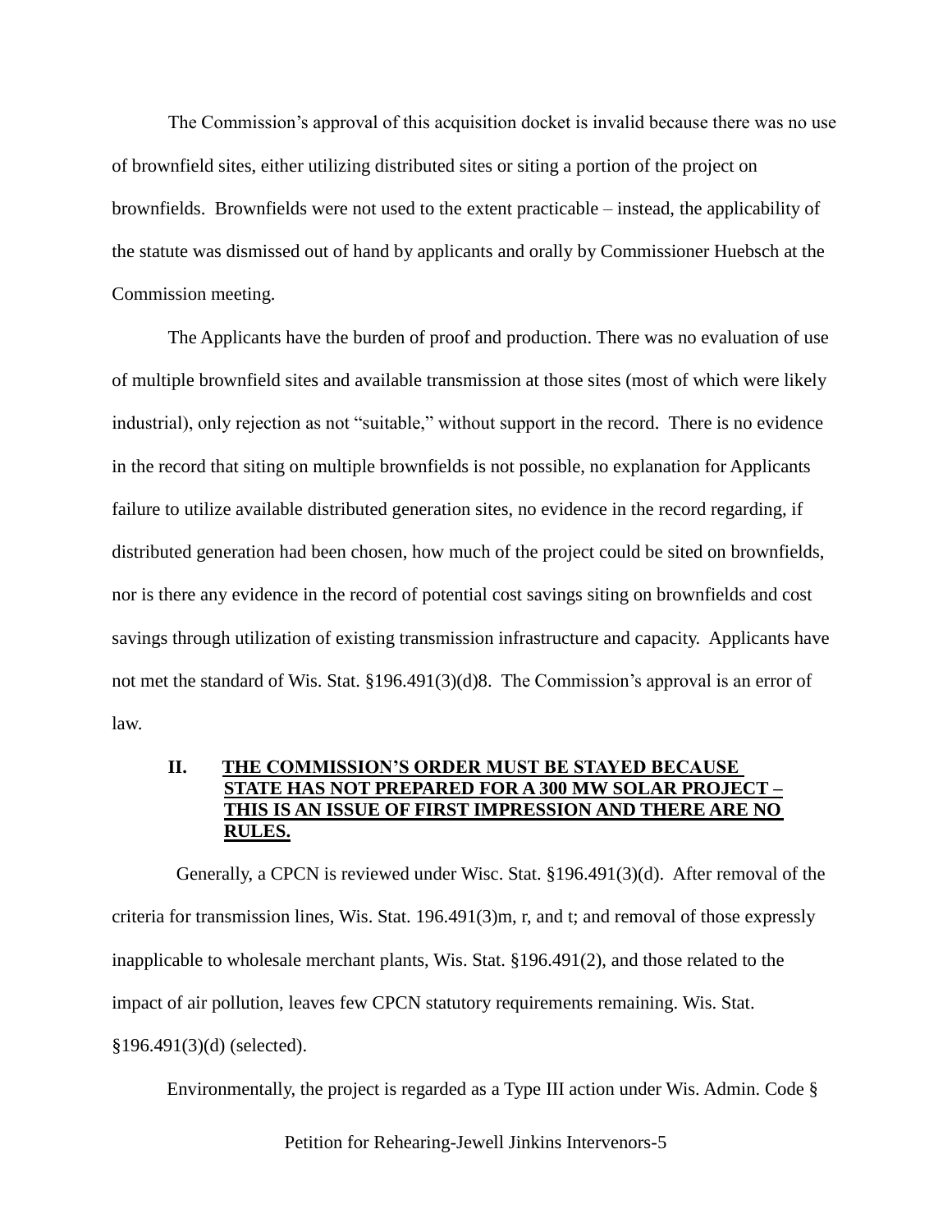The Commission's approval of this acquisition docket is invalid because there was no use of brownfield sites, either utilizing distributed sites or siting a portion of the project on brownfields. Brownfields were not used to the extent practicable – instead, the applicability of the statute was dismissed out of hand by applicants and orally by Commissioner Huebsch at the Commission meeting.

The Applicants have the burden of proof and production. There was no evaluation of use of multiple brownfield sites and available transmission at those sites (most of which were likely industrial), only rejection as not "suitable," without support in the record. There is no evidence in the record that siting on multiple brownfields is not possible, no explanation for Applicants failure to utilize available distributed generation sites, no evidence in the record regarding, if distributed generation had been chosen, how much of the project could be sited on brownfields, nor is there any evidence in the record of potential cost savings siting on brownfields and cost savings through utilization of existing transmission infrastructure and capacity. Applicants have not met the standard of Wis. Stat. §196.491(3)(d)8. The Commission's approval is an error of law.

## II. <u>THE COMMISSION'S ORDER MUST BE STAYED BECAUSE STATE HAS NOT PREPARED FOR A 300 MW SOLAR PROJECT – THIS IS AN ISSUE OF FIRST IMPRESSION AND THERE ARE NO RULES.</u>

Generally, a CPCN is reviewed under Wisc. Stat. §196.491(3)(d). After removal of the criteria for transmission lines, Wis. Stat. 196.491(3)m, r, and t; and removal of those expressly inapplicable to wholesale merchant plants, Wis. Stat. §196.491(2), and those related to the impact of air pollution, leaves few CPCN statutory requirements remaining. Wis. Stat. §196.491(3)(d) (selected).

Environmentally, the project is regarded as a Type III action under Wis. Admin. Code §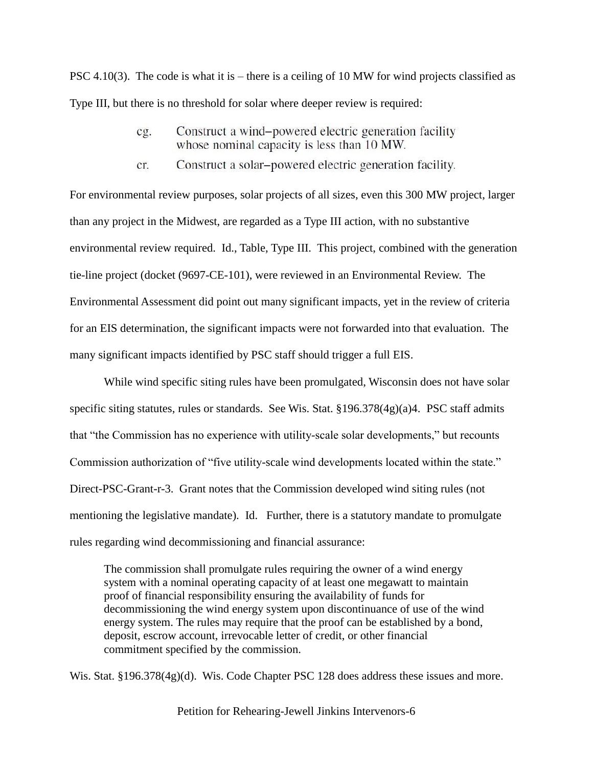PSC 4.10(3). The code is what it is – there is a ceiling of 10 MW for wind projects classified as Type III, but there is no threshold for solar where deeper review is required:

> cg. Construct a wind–powered electric generation facility whose nominal capacity is less than 10 MW.
>
> cr. Construct a solar–powered electric generation facility.

For environmental review purposes, solar projects of all sizes, even this 300 MW project, larger than any project in the Midwest, are regarded as a Type III action, with no substantive environmental review required. Id., Table, Type III. This project, combined with the generation tie-line project (docket (9697-CE-101), were reviewed in an Environmental Review. The Environmental Assessment did point out many significant impacts, yet in the review of criteria for an EIS determination, the significant impacts were not forwarded into that evaluation. The many significant impacts identified by PSC staff should trigger a full EIS.

While wind specific siting rules have been promulgated, Wisconsin does not have solar specific siting statutes, rules or standards. See Wis. Stat. §196.378(4g)(a)4. PSC staff admits that "the Commission has no experience with utility-scale solar developments," but recounts Commission authorization of "five utility-scale wind developments located within the state." Direct-PSC-Grant-r-3. Grant notes that the Commission developed wind siting rules (not mentioning the legislative mandate). Id. Further, there is a statutory mandate to promulgate rules regarding wind decommissioning and financial assurance:

> The commission shall promulgate rules requiring the owner of a wind energy system with a nominal operating capacity of at least one megawatt to maintain proof of financial responsibility ensuring the availability of funds for decommissioning the wind energy system upon discontinuance of use of the wind energy system. The rules may require that the proof can be established by a bond, deposit, escrow account, irrevocable letter of credit, or other financial commitment specified by the commission.

Wis. Stat. §196.378(4g)(d). Wis. Code Chapter PSC 128 does address these issues and more.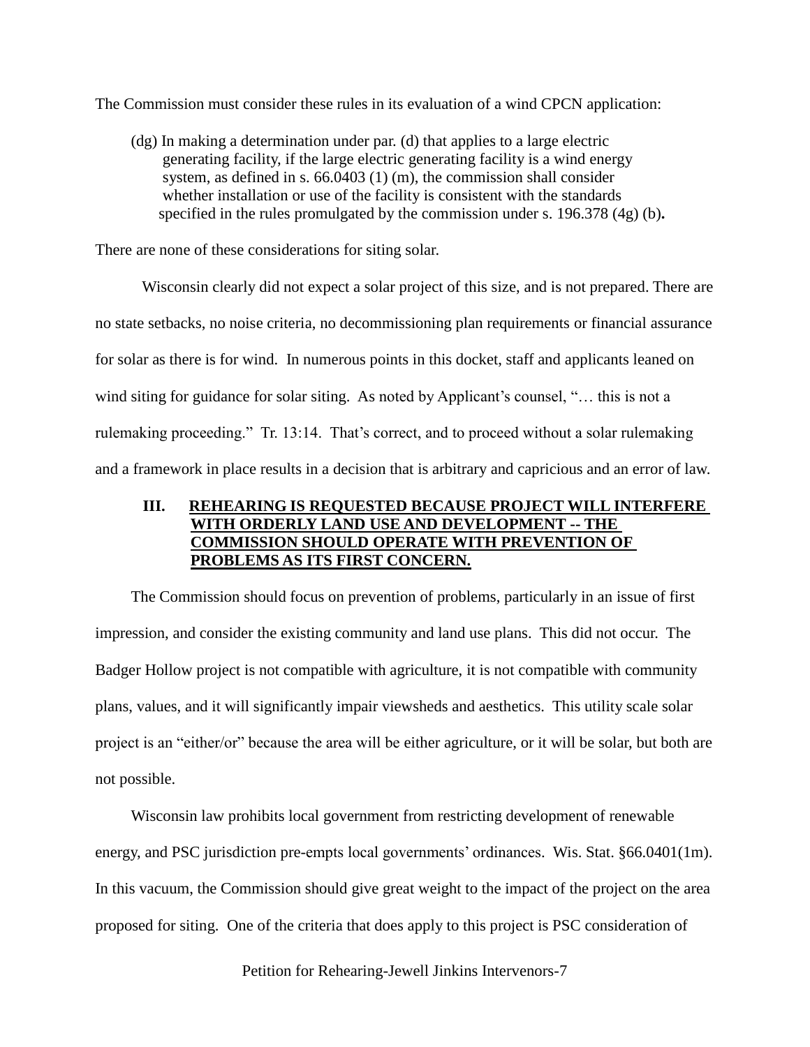The Commission must consider these rules in its evaluation of a wind CPCN application:

> (dg) In making a determination under par. (d) that applies to a large electric generating facility, if the large electric generating facility is a wind energy system, as defined in s. 66.0403 (1) (m), the commission shall consider whether installation or use of the facility is consistent with the standards specified in the rules promulgated by the commission under s. 196.378 (4g) (b)**.**

There are none of these considerations for siting solar.

Wisconsin clearly did not expect a solar project of this size, and is not prepared. There are no state setbacks, no noise criteria, no decommissioning plan requirements or financial assurance for solar as there is for wind. In numerous points in this docket, staff and applicants leaned on wind siting for guidance for solar siting. As noted by Applicant's counsel, "… this is not a rulemaking proceeding." Tr. 13:14. That's correct, and to proceed without a solar rulemaking and a framework in place results in a decision that is arbitrary and capricious and an error of law.

## III. REHEARING IS REQUESTED BECAUSE PROJECT WILL INTERFERE WITH ORDERLY LAND USE AND DEVELOPMENT -- THE COMMISSION SHOULD OPERATE WITH PREVENTION OF PROBLEMS AS ITS FIRST CONCERN.

The Commission should focus on prevention of problems, particularly in an issue of first impression, and consider the existing community and land use plans. This did not occur. The Badger Hollow project is not compatible with agriculture, it is not compatible with community plans, values, and it will significantly impair viewsheds and aesthetics. This utility scale solar project is an "either/or" because the area will be either agriculture, or it will be solar, but both are not possible.

Wisconsin law prohibits local government from restricting development of renewable energy, and PSC jurisdiction pre-empts local governments' ordinances. Wis. Stat. §66.0401(1m). In this vacuum, the Commission should give great weight to the impact of the project on the area proposed for siting. One of the criteria that does apply to this project is PSC consideration of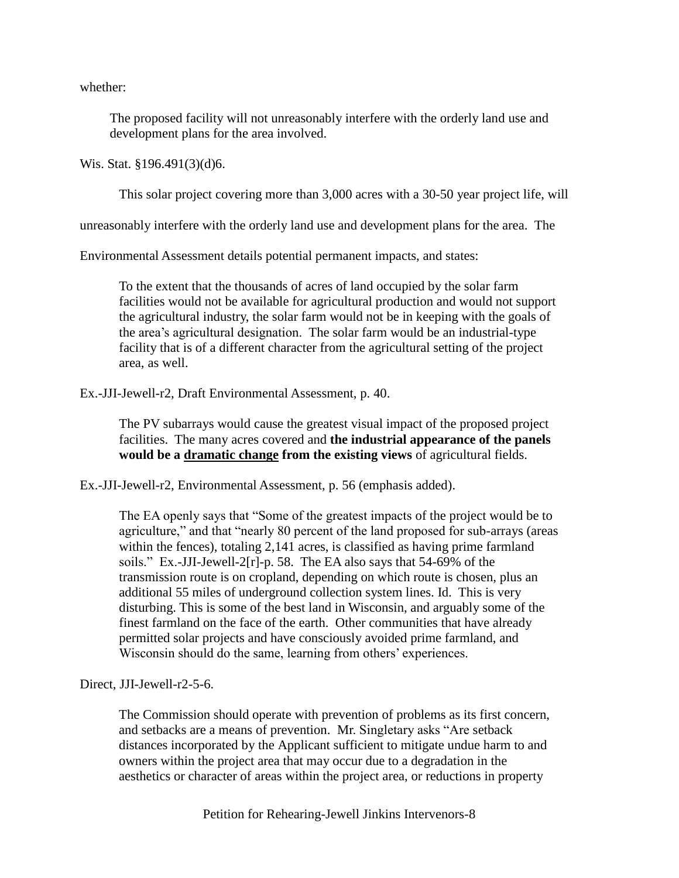whether:

> The proposed facility will not unreasonably interfere with the orderly land use and development plans for the area involved.

Wis. Stat. §196.491(3)(d)6.

This solar project covering more than 3,000 acres with a 30-50 year project life, will unreasonably interfere with the orderly land use and development plans for the area. The Environmental Assessment details potential permanent impacts, and states:

> To the extent that the thousands of acres of land occupied by the solar farm facilities would not be available for agricultural production and would not support the agricultural industry, the solar farm would not be in keeping with the goals of the area's agricultural designation. The solar farm would be an industrial-type facility that is of a different character from the agricultural setting of the project area, as well.

Ex.-JJI-Jewell-r2, Draft Environmental Assessment, p. 40.

> The PV subarrays would cause the greatest visual impact of the proposed project facilities. The many acres covered and **the industrial appearance of the panels would be a <u>dramatic change</u> from the existing views** of agricultural fields.

Ex.-JJI-Jewell-r2, Environmental Assessment, p. 56 (emphasis added).

> The EA openly says that "Some of the greatest impacts of the project would be to agriculture," and that "nearly 80 percent of the land proposed for sub-arrays (areas within the fences), totaling 2,141 acres, is classified as having prime farmland soils." Ex.-JJI-Jewell-2[r]-p. 58. The EA also says that 54-69% of the transmission route is on cropland, depending on which route is chosen, plus an additional 55 miles of underground collection system lines. Id. This is very disturbing. This is some of the best land in Wisconsin, and arguably some of the finest farmland on the face of the earth. Other communities that have already permitted solar projects and have consciously avoided prime farmland, and Wisconsin should do the same, learning from others' experiences.

Direct, JJI-Jewell-r2-5-6.

> The Commission should operate with prevention of problems as its first concern, and setbacks are a means of prevention. Mr. Singletary asks "Are setback distances incorporated by the Applicant sufficient to mitigate undue harm to and owners within the project area that may occur due to a degradation in the aesthetics or character of areas within the project area, or reductions in property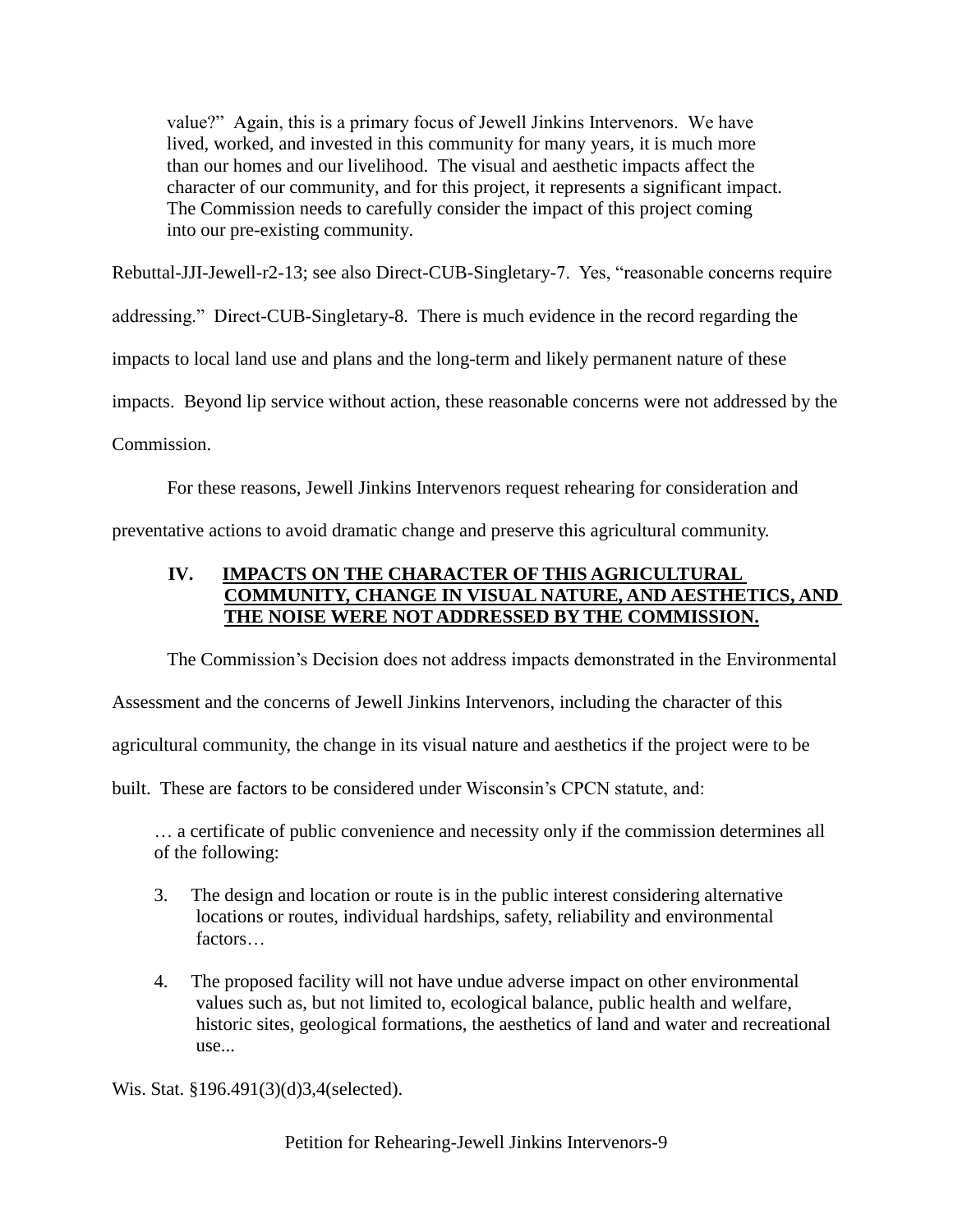> value?" Again, this is a primary focus of Jewell Jinkins Intervenors. We have lived, worked, and invested in this community for many years, it is much more than our homes and our livelihood. The visual and aesthetic impacts affect the character of our community, and for this project, it represents a significant impact. The Commission needs to carefully consider the impact of this project coming into our pre-existing community.

Rebuttal-JJI-Jewell-r2-13; see also Direct-CUB-Singletary-7. Yes, "reasonable concerns require addressing." Direct-CUB-Singletary-8. There is much evidence in the record regarding the impacts to local land use and plans and the long-term and likely permanent nature of these impacts. Beyond lip service without action, these reasonable concerns were not addressed by the Commission.

For these reasons, Jewell Jinkins Intervenors request rehearing for consideration and preventative actions to avoid dramatic change and preserve this agricultural community.

## IV. IMPACTS ON THE CHARACTER OF THIS AGRICULTURAL COMMUNITY, CHANGE IN VISUAL NATURE, AND AESTHETICS, AND THE NOISE WERE NOT ADDRESSED BY THE COMMISSION.

The Commission's Decision does not address impacts demonstrated in the Environmental Assessment and the concerns of Jewell Jinkins Intervenors, including the character of this agricultural community, the change in its visual nature and aesthetics if the project were to be built. These are factors to be considered under Wisconsin's CPCN statute, and:

> … a certificate of public convenience and necessity only if the commission determines all of the following:
>
> 3. The design and location or route is in the public interest considering alternative locations or routes, individual hardships, safety, reliability and environmental factors…
>
> 4. The proposed facility will not have undue adverse impact on other environmental values such as, but not limited to, ecological balance, public health and welfare, historic sites, geological formations, the aesthetics of land and water and recreational use...

Wis. Stat. §196.491(3)(d)3,4(selected).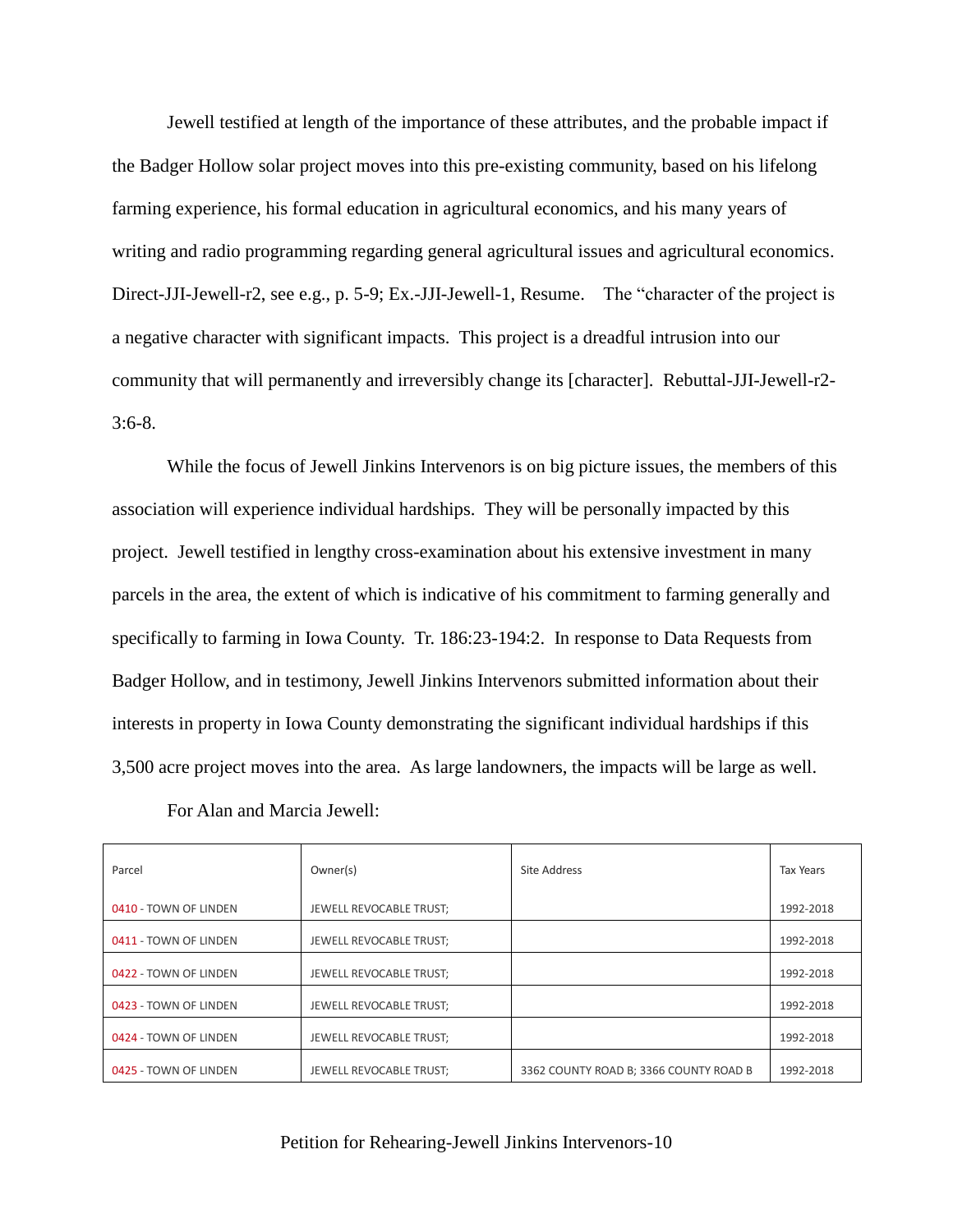Jewell testified at length of the importance of these attributes, and the probable impact if the Badger Hollow solar project moves into this pre-existing community, based on his lifelong farming experience, his formal education in agricultural economics, and his many years of writing and radio programming regarding general agricultural issues and agricultural economics. Direct-JJI-Jewell-r2, see e.g., p. 5-9; Ex.-JJI-Jewell-1, Resume. The "character of the project is a negative character with significant impacts. This project is a dreadful intrusion into our community that will permanently and irreversibly change its [character]. Rebuttal-JJI-Jewell-r2-3:6-8.

While the focus of Jewell Jinkins Intervenors is on big picture issues, the members of this association will experience individual hardships. They will be personally impacted by this project. Jewell testified in lengthy cross-examination about his extensive investment in many parcels in the area, the extent of which is indicative of his commitment to farming generally and specifically to farming in Iowa County. Tr. 186:23-194:2. In response to Data Requests from Badger Hollow, and in testimony, Jewell Jinkins Intervenors submitted information about their interests in property in Iowa County demonstrating the significant individual hardships if this 3,500 acre project moves into the area. As large landowners, the impacts will be large as well.

For Alan and Marcia Jewell:

| Parcel | Owner(s) | Site Address | Tax Years |
|---|---|---|---|
| 0410 - TOWN OF LINDEN | JEWELL REVOCABLE TRUST; | | 1992-2018 |
| 0411 - TOWN OF LINDEN | JEWELL REVOCABLE TRUST; | | 1992-2018 |
| 0422 - TOWN OF LINDEN | JEWELL REVOCABLE TRUST; | | 1992-2018 |
| 0423 - TOWN OF LINDEN | JEWELL REVOCABLE TRUST; | | 1992-2018 |
| 0424 - TOWN OF LINDEN | JEWELL REVOCABLE TRUST; | | 1992-2018 |
| 0425 - TOWN OF LINDEN | JEWELL REVOCABLE TRUST; | 3362 COUNTY ROAD B; 3366 COUNTY ROAD B | 1992-2018 |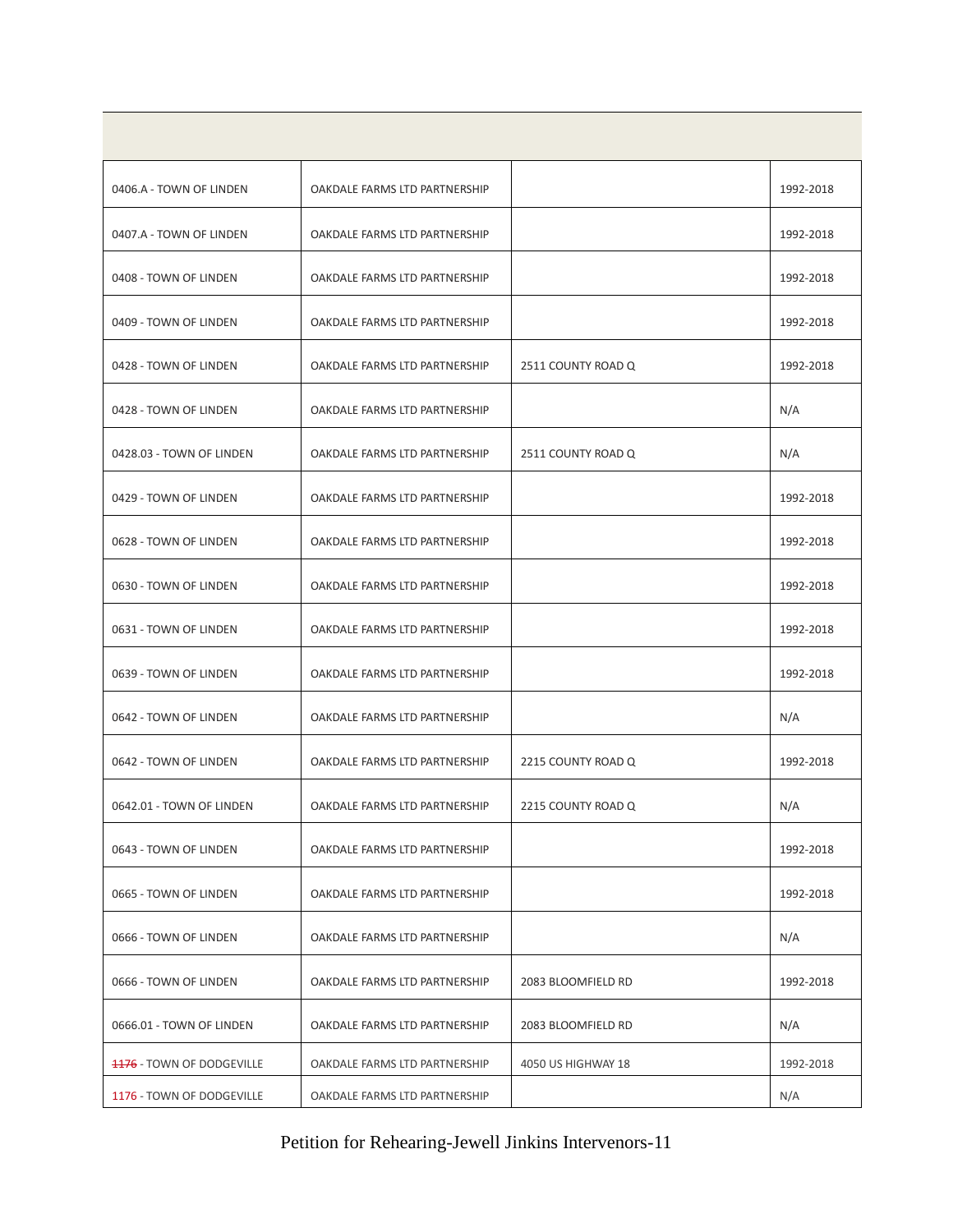| | | | |
|---|---|---|---|
| 0406.A - TOWN OF LINDEN | OAKDALE FARMS LTD PARTNERSHIP | | 1992-2018 |
| 0407.A - TOWN OF LINDEN | OAKDALE FARMS LTD PARTNERSHIP | | 1992-2018 |
| 0408 - TOWN OF LINDEN | OAKDALE FARMS LTD PARTNERSHIP | | 1992-2018 |
| 0409 - TOWN OF LINDEN | OAKDALE FARMS LTD PARTNERSHIP | | 1992-2018 |
| 0428 - TOWN OF LINDEN | OAKDALE FARMS LTD PARTNERSHIP | 2511 COUNTY ROAD Q | 1992-2018 |
| 0428 - TOWN OF LINDEN | OAKDALE FARMS LTD PARTNERSHIP | | N/A |
| 0428.03 - TOWN OF LINDEN | OAKDALE FARMS LTD PARTNERSHIP | 2511 COUNTY ROAD Q | N/A |
| 0429 - TOWN OF LINDEN | OAKDALE FARMS LTD PARTNERSHIP | | 1992-2018 |
| 0628 - TOWN OF LINDEN | OAKDALE FARMS LTD PARTNERSHIP | | 1992-2018 |
| 0630 - TOWN OF LINDEN | OAKDALE FARMS LTD PARTNERSHIP | | 1992-2018 |
| 0631 - TOWN OF LINDEN | OAKDALE FARMS LTD PARTNERSHIP | | 1992-2018 |
| 0639 - TOWN OF LINDEN | OAKDALE FARMS LTD PARTNERSHIP | | 1992-2018 |
| 0642 - TOWN OF LINDEN | OAKDALE FARMS LTD PARTNERSHIP | | N/A |
| 0642 - TOWN OF LINDEN | OAKDALE FARMS LTD PARTNERSHIP | 2215 COUNTY ROAD Q | 1992-2018 |
| 0642.01 - TOWN OF LINDEN | OAKDALE FARMS LTD PARTNERSHIP | 2215 COUNTY ROAD Q | N/A |
| 0643 - TOWN OF LINDEN | OAKDALE FARMS LTD PARTNERSHIP | | 1992-2018 |
| 0665 - TOWN OF LINDEN | OAKDALE FARMS LTD PARTNERSHIP | | 1992-2018 |
| 0666 - TOWN OF LINDEN | OAKDALE FARMS LTD PARTNERSHIP | | N/A |
| 0666 - TOWN OF LINDEN | OAKDALE FARMS LTD PARTNERSHIP | 2083 BLOOMFIELD RD | 1992-2018 |
| 0666.01 - TOWN OF LINDEN | OAKDALE FARMS LTD PARTNERSHIP | 2083 BLOOMFIELD RD | N/A |
| ~~1176~~ - TOWN OF DODGEVILLE | OAKDALE FARMS LTD PARTNERSHIP | 4050 US HIGHWAY 18 | 1992-2018 |
| 1176 - TOWN OF DODGEVILLE | OAKDALE FARMS LTD PARTNERSHIP | | N/A |

Petition for Rehearing-Jewell Jinkins Intervenors-11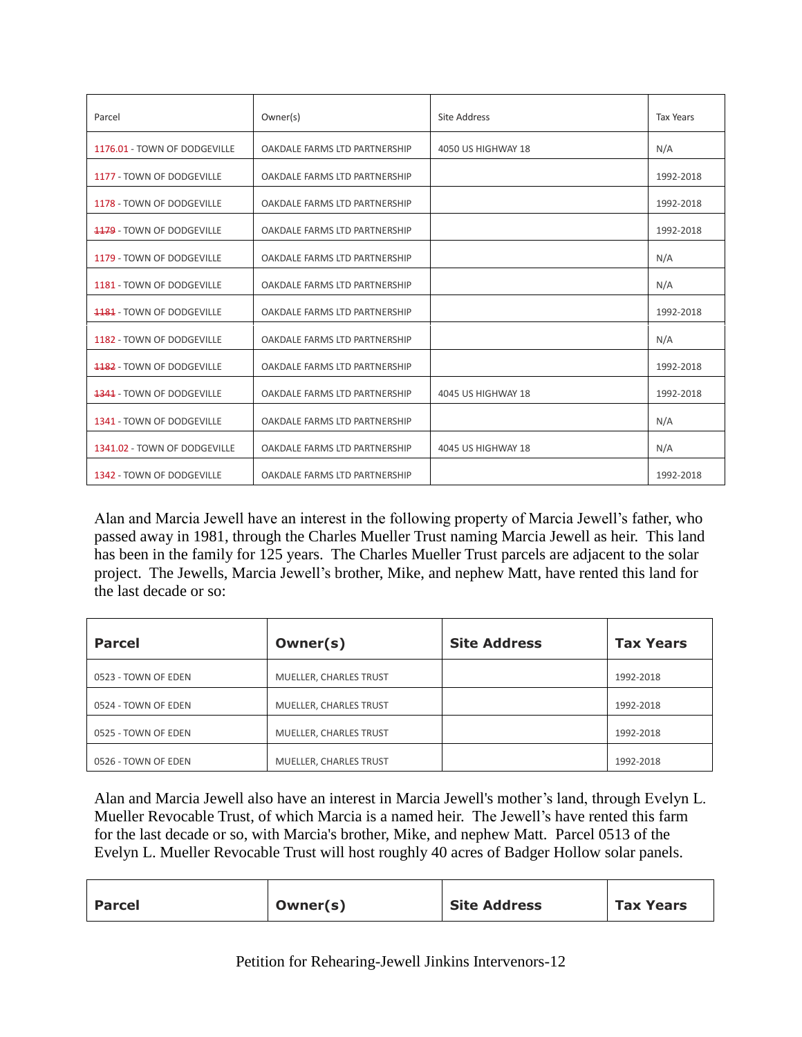| Parcel | Owner(s) | Site Address | Tax Years |
|---|---|---|---|
| 1176.01 - TOWN OF DODGEVILLE | OAKDALE FARMS LTD PARTNERSHIP | 4050 US HIGHWAY 18 | N/A |
| 1177 - TOWN OF DODGEVILLE | OAKDALE FARMS LTD PARTNERSHIP | | 1992-2018 |
| 1178 - TOWN OF DODGEVILLE | OAKDALE FARMS LTD PARTNERSHIP | | 1992-2018 |
| ~~1179~~ - TOWN OF DODGEVILLE | OAKDALE FARMS LTD PARTNERSHIP | | 1992-2018 |
| 1179 - TOWN OF DODGEVILLE | OAKDALE FARMS LTD PARTNERSHIP | | N/A |
| 1181 - TOWN OF DODGEVILLE | OAKDALE FARMS LTD PARTNERSHIP | | N/A |
| ~~1181~~ - TOWN OF DODGEVILLE | OAKDALE FARMS LTD PARTNERSHIP | | 1992-2018 |
| 1182 - TOWN OF DODGEVILLE | OAKDALE FARMS LTD PARTNERSHIP | | N/A |
| ~~1182~~ - TOWN OF DODGEVILLE | OAKDALE FARMS LTD PARTNERSHIP | | 1992-2018 |
| ~~1341~~ - TOWN OF DODGEVILLE | OAKDALE FARMS LTD PARTNERSHIP | 4045 US HIGHWAY 18 | 1992-2018 |
| 1341 - TOWN OF DODGEVILLE | OAKDALE FARMS LTD PARTNERSHIP | | N/A |
| 1341.02 - TOWN OF DODGEVILLE | OAKDALE FARMS LTD PARTNERSHIP | 4045 US HIGHWAY 18 | N/A |
| 1342 - TOWN OF DODGEVILLE | OAKDALE FARMS LTD PARTNERSHIP | | 1992-2018 |

Alan and Marcia Jewell have an interest in the following property of Marcia Jewell's father, who passed away in 1981, through the Charles Mueller Trust naming Marcia Jewell as heir. This land has been in the family for 125 years. The Charles Mueller Trust parcels are adjacent to the solar project. The Jewells, Marcia Jewell's brother, Mike, and nephew Matt, have rented this land for the last decade or so:

| **Parcel** | **Owner(s)** | **Site Address** | **Tax Years** |
|---|---|---|---|
| 0523 - TOWN OF EDEN | MUELLER, CHARLES TRUST | | 1992-2018 |
| 0524 - TOWN OF EDEN | MUELLER, CHARLES TRUST | | 1992-2018 |
| 0525 - TOWN OF EDEN | MUELLER, CHARLES TRUST | | 1992-2018 |
| 0526 - TOWN OF EDEN | MUELLER, CHARLES TRUST | | 1992-2018 |

Alan and Marcia Jewell also have an interest in Marcia Jewell's mother's land, through Evelyn L. Mueller Revocable Trust, of which Marcia is a named heir. The Jewell's have rented this farm for the last decade or so, with Marcia's brother, Mike, and nephew Matt. Parcel 0513 of the Evelyn L. Mueller Revocable Trust will host roughly 40 acres of Badger Hollow solar panels.

| **Parcel** | **Owner(s)** | **Site Address** | **Tax Years** |
|---|---|---|---|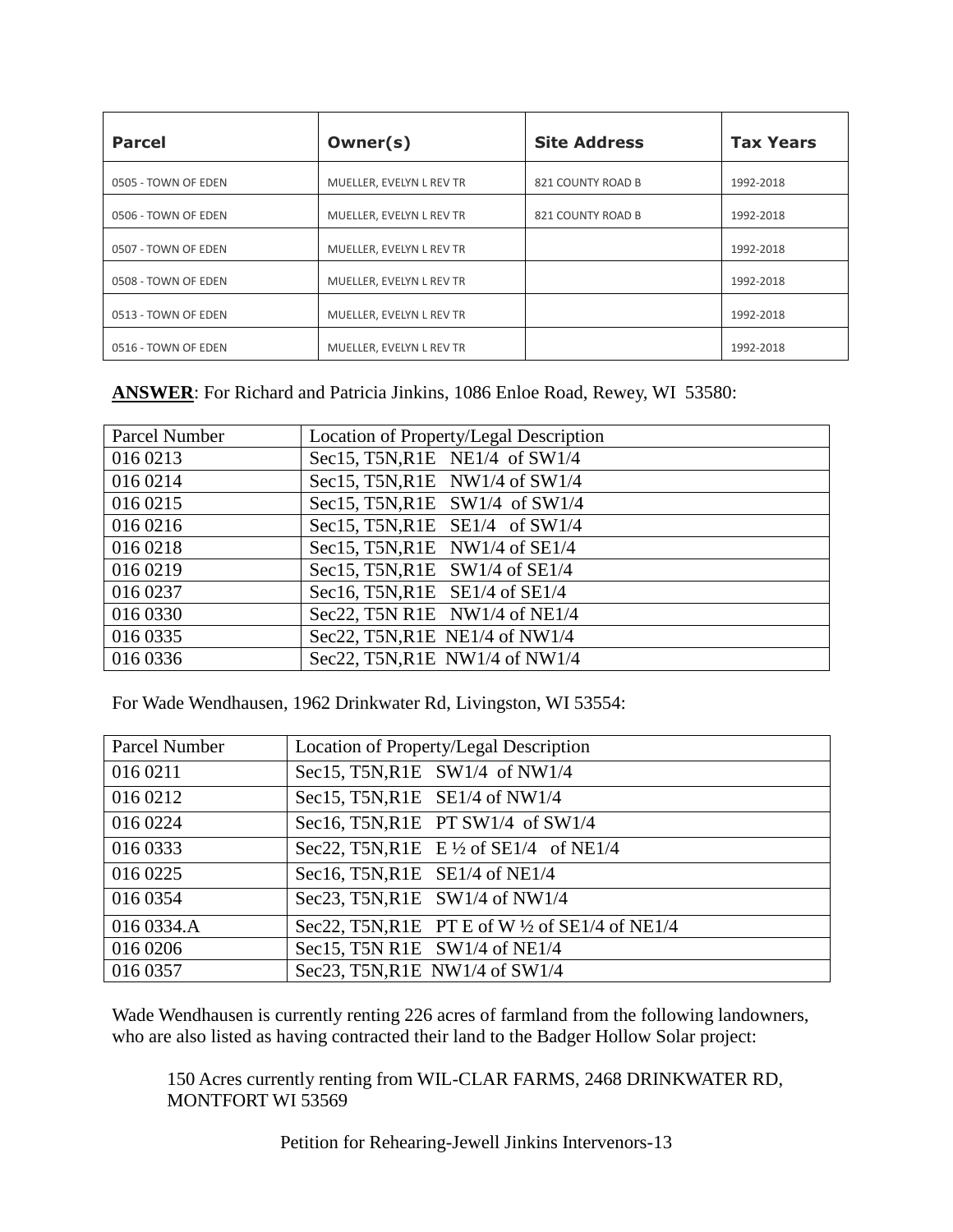| Parcel | Owner(s) | Site Address | Tax Years |
|---|---|---|---|
| 0505 - TOWN OF EDEN | MUELLER, EVELYN L REV TR | 821 COUNTY ROAD B | 1992-2018 |
| 0506 - TOWN OF EDEN | MUELLER, EVELYN L REV TR | 821 COUNTY ROAD B | 1992-2018 |
| 0507 - TOWN OF EDEN | MUELLER, EVELYN L REV TR | | 1992-2018 |
| 0508 - TOWN OF EDEN | MUELLER, EVELYN L REV TR | | 1992-2018 |
| 0513 - TOWN OF EDEN | MUELLER, EVELYN L REV TR | | 1992-2018 |
| 0516 - TOWN OF EDEN | MUELLER, EVELYN L REV TR | | 1992-2018 |

**ANSWER**: For Richard and Patricia Jinkins, 1086 Enloe Road, Rewey, WI 53580:

| Parcel Number | Location of Property/Legal Description |
|---|---|
| 016 0213 | Sec15, T5N,R1E NE1/4 of SW1/4 |
| 016 0214 | Sec15, T5N,R1E NW1/4 of SW1/4 |
| 016 0215 | Sec15, T5N,R1E SW1/4 of SW1/4 |
| 016 0216 | Sec15, T5N,R1E SE1/4 of SW1/4 |
| 016 0218 | Sec15, T5N,R1E NW1/4 of SE1/4 |
| 016 0219 | Sec15, T5N,R1E SW1/4 of SE1/4 |
| 016 0237 | Sec16, T5N,R1E SE1/4 of SE1/4 |
| 016 0330 | Sec22, T5N R1E NW1/4 of NE1/4 |
| 016 0335 | Sec22, T5N,R1E NE1/4 of NW1/4 |
| 016 0336 | Sec22, T5N,R1E NW1/4 of NW1/4 |

For Wade Wendhausen, 1962 Drinkwater Rd, Livingston, WI 53554:

| Parcel Number | Location of Property/Legal Description |
|---|---|
| 016 0211 | Sec15, T5N,R1E SW1/4 of NW1/4 |
| 016 0212 | Sec15, T5N,R1E SE1/4 of NW1/4 |
| 016 0224 | Sec16, T5N,R1E PT SW1/4 of SW1/4 |
| 016 0333 | Sec22, T5N,R1E E ½ of SE1/4 of NE1/4 |
| 016 0225 | Sec16, T5N,R1E SE1/4 of NE1/4 |
| 016 0354 | Sec23, T5N,R1E SW1/4 of NW1/4 |
| 016 0334.A | Sec22, T5N,R1E PT E of W ½ of SE1/4 of NE1/4 |
| 016 0206 | Sec15, T5N R1E SW1/4 of NE1/4 |
| 016 0357 | Sec23, T5N,R1E NW1/4 of SW1/4 |

Wade Wendhausen is currently renting 226 acres of farmland from the following landowners, who are also listed as having contracted their land to the Badger Hollow Solar project:

> 150 Acres currently renting from WIL-CLAR FARMS, 2468 DRINKWATER RD, MONTFORT WI 53569

Petition for Rehearing-Jewell Jinkins Intervenors-13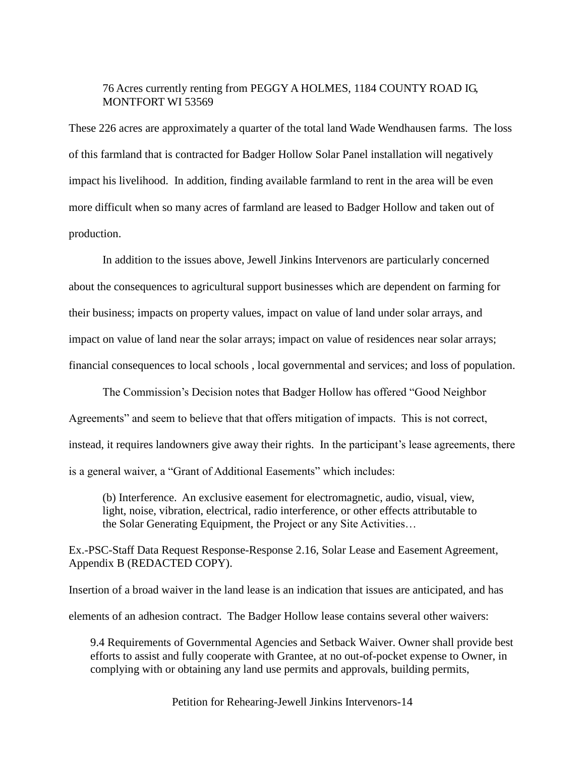76 Acres currently renting from PEGGY A HOLMES, 1184 COUNTY ROAD IG, MONTFORT WI 53569

These 226 acres are approximately a quarter of the total land Wade Wendhausen farms. The loss of this farmland that is contracted for Badger Hollow Solar Panel installation will negatively impact his livelihood. In addition, finding available farmland to rent in the area will be even more difficult when so many acres of farmland are leased to Badger Hollow and taken out of production.

In addition to the issues above, Jewell Jinkins Intervenors are particularly concerned about the consequences to agricultural support businesses which are dependent on farming for their business; impacts on property values, impact on value of land under solar arrays, and impact on value of land near the solar arrays; impact on value of residences near solar arrays; financial consequences to local schools , local governmental and services; and loss of population.

The Commission's Decision notes that Badger Hollow has offered "Good Neighbor Agreements" and seem to believe that that offers mitigation of impacts. This is not correct, instead, it requires landowners give away their rights. In the participant's lease agreements, there is a general waiver, a "Grant of Additional Easements" which includes:

> (b) Interference. An exclusive easement for electromagnetic, audio, visual, view, light, noise, vibration, electrical, radio interference, or other effects attributable to the Solar Generating Equipment, the Project or any Site Activities…

Ex.-PSC-Staff Data Request Response-Response 2.16, Solar Lease and Easement Agreement, Appendix B (REDACTED COPY).

Insertion of a broad waiver in the land lease is an indication that issues are anticipated, and has elements of an adhesion contract. The Badger Hollow lease contains several other waivers:

> 9.4 Requirements of Governmental Agencies and Setback Waiver. Owner shall provide best efforts to assist and fully cooperate with Grantee, at no out-of-pocket expense to Owner, in complying with or obtaining any land use permits and approvals, building permits,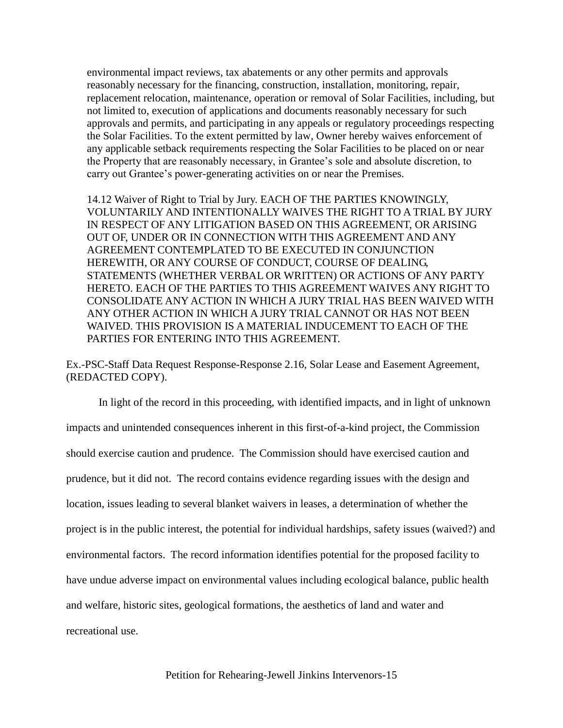environmental impact reviews, tax abatements or any other permits and approvals reasonably necessary for the financing, construction, installation, monitoring, repair, replacement relocation, maintenance, operation or removal of Solar Facilities, including, but not limited to, execution of applications and documents reasonably necessary for such approvals and permits, and participating in any appeals or regulatory proceedings respecting the Solar Facilities. To the extent permitted by law, Owner hereby waives enforcement of any applicable setback requirements respecting the Solar Facilities to be placed on or near the Property that are reasonably necessary, in Grantee's sole and absolute discretion, to carry out Grantee's power-generating activities on or near the Premises.

> 14.12 Waiver of Right to Trial by Jury. EACH OF THE PARTIES KNOWINGLY, VOLUNTARILY AND INTENTIONALLY WAIVES THE RIGHT TO A TRIAL BY JURY IN RESPECT OF ANY LITIGATION BASED ON THIS AGREEMENT, OR ARISING OUT OF, UNDER OR IN CONNECTION WITH THIS AGREEMENT AND ANY AGREEMENT CONTEMPLATED TO BE EXECUTED IN CONJUNCTION HEREWITH, OR ANY COURSE OF CONDUCT, COURSE OF DEALING, STATEMENTS (WHETHER VERBAL OR WRITTEN) OR ACTIONS OF ANY PARTY HERETO. EACH OF THE PARTIES TO THIS AGREEMENT WAIVES ANY RIGHT TO CONSOLIDATE ANY ACTION IN WHICH A JURY TRIAL HAS BEEN WAIVED WITH ANY OTHER ACTION IN WHICH A JURY TRIAL CANNOT OR HAS NOT BEEN WAIVED. THIS PROVISION IS A MATERIAL INDUCEMENT TO EACH OF THE PARTIES FOR ENTERING INTO THIS AGREEMENT.

Ex.-PSC-Staff Data Request Response-Response 2.16, Solar Lease and Easement Agreement, (REDACTED COPY).

In light of the record in this proceeding, with identified impacts, and in light of unknown impacts and unintended consequences inherent in this first-of-a-kind project, the Commission should exercise caution and prudence. The Commission should have exercised caution and prudence, but it did not. The record contains evidence regarding issues with the design and location, issues leading to several blanket waivers in leases, a determination of whether the project is in the public interest, the potential for individual hardships, safety issues (waived?) and environmental factors. The record information identifies potential for the proposed facility to have undue adverse impact on environmental values including ecological balance, public health and welfare, historic sites, geological formations, the aesthetics of land and water and recreational use.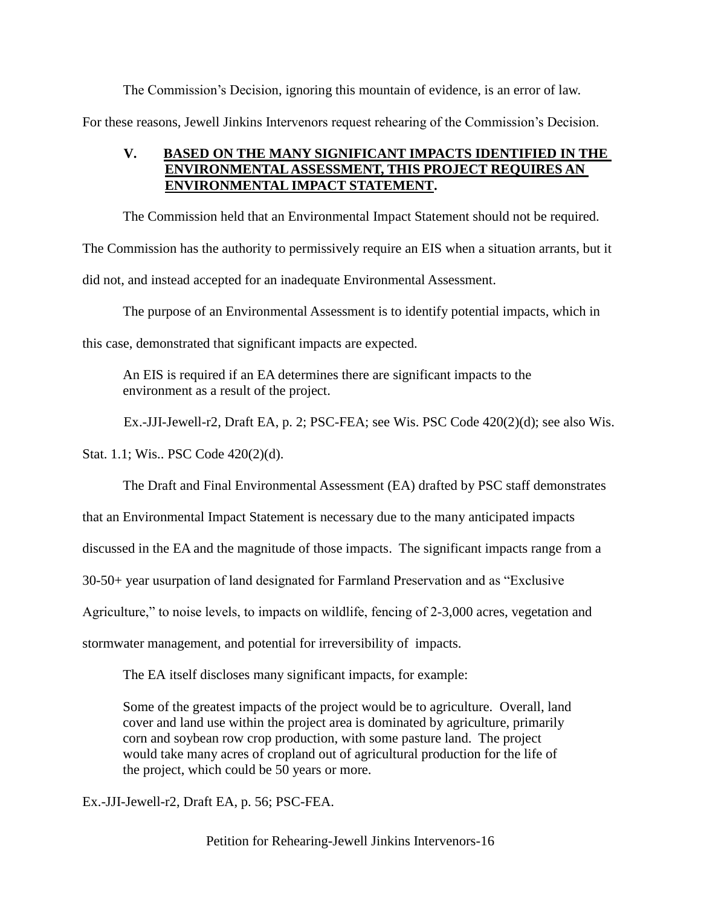The Commission's Decision, ignoring this mountain of evidence, is an error of law.

For these reasons, Jewell Jinkins Intervenors request rehearing of the Commission's Decision.

## V. BASED ON THE MANY SIGNIFICANT IMPACTS IDENTIFIED IN THE ENVIRONMENTAL ASSESSMENT, THIS PROJECT REQUIRES AN ENVIRONMENTAL IMPACT STATEMENT.

The Commission held that an Environmental Impact Statement should not be required. The Commission has the authority to permissively require an EIS when a situation arrants, but it did not, and instead accepted for an inadequate Environmental Assessment.

The purpose of an Environmental Assessment is to identify potential impacts, which in this case, demonstrated that significant impacts are expected.

> An EIS is required if an EA determines there are significant impacts to the environment as a result of the project.

Ex.-JJI-Jewell-r2, Draft EA, p. 2; PSC-FEA; see Wis. PSC Code 420(2)(d); see also Wis. Stat. 1.1; Wis.. PSC Code 420(2)(d).

The Draft and Final Environmental Assessment (EA) drafted by PSC staff demonstrates that an Environmental Impact Statement is necessary due to the many anticipated impacts discussed in the EA and the magnitude of those impacts. The significant impacts range from a 30-50+ year usurpation of land designated for Farmland Preservation and as "Exclusive Agriculture," to noise levels, to impacts on wildlife, fencing of 2-3,000 acres, vegetation and stormwater management, and potential for irreversibility of impacts.

The EA itself discloses many significant impacts, for example:

> Some of the greatest impacts of the project would be to agriculture. Overall, land cover and land use within the project area is dominated by agriculture, primarily corn and soybean row crop production, with some pasture land. The project would take many acres of cropland out of agricultural production for the life of the project, which could be 50 years or more.

Ex.-JJI-Jewell-r2, Draft EA, p. 56; PSC-FEA.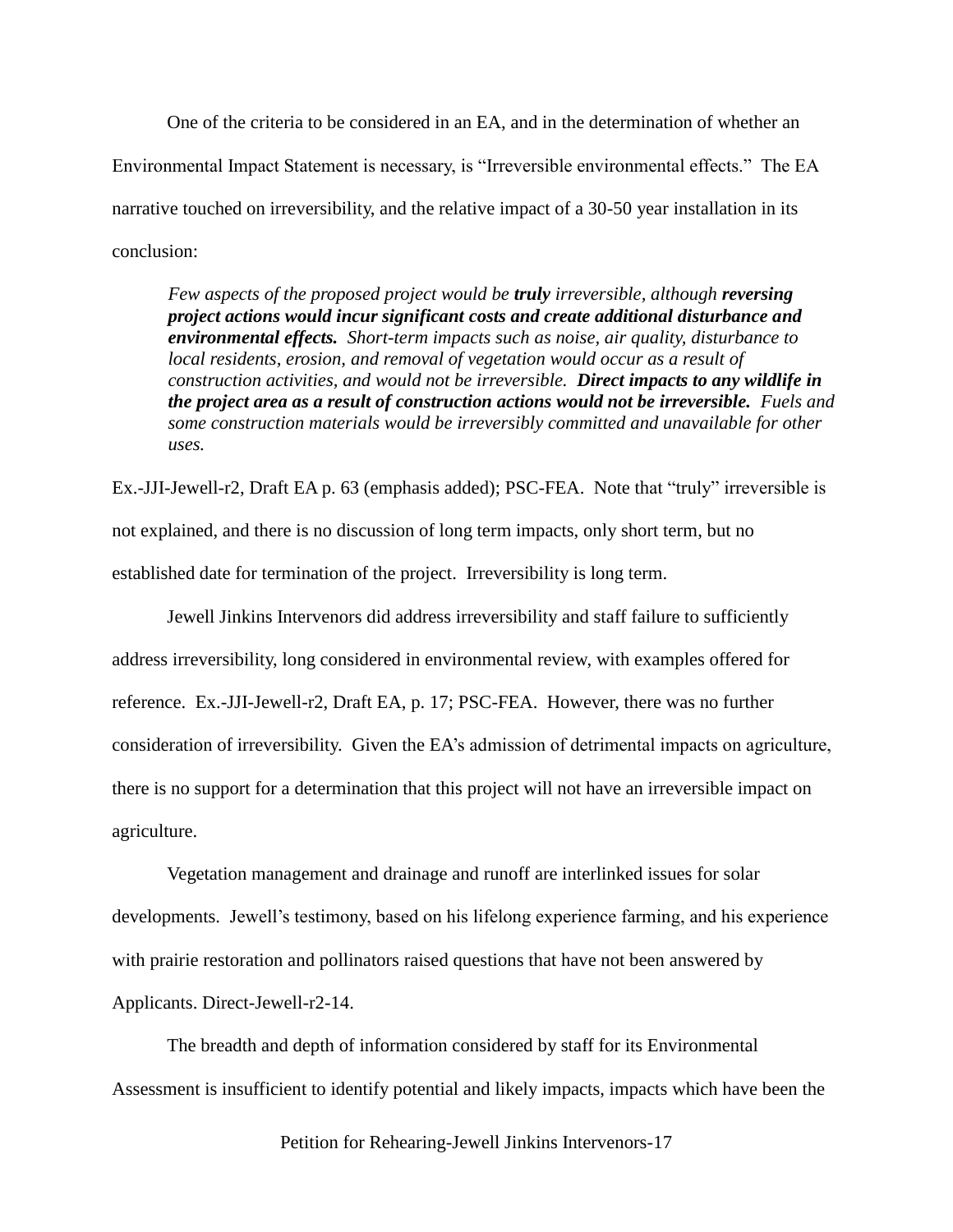One of the criteria to be considered in an EA, and in the determination of whether an Environmental Impact Statement is necessary, is "Irreversible environmental effects." The EA narrative touched on irreversibility, and the relative impact of a 30-50 year installation in its conclusion:

> *Few aspects of the proposed project would be* ***truly*** *irreversible, although* ***reversing project actions would incur significant costs and create additional disturbance and environmental effects.*** *Short-term impacts such as noise, air quality, disturbance to local residents, erosion, and removal of vegetation would occur as a result of construction activities, and would not be irreversible.* ***Direct impacts to any wildlife in the project area as a result of construction actions would not be irreversible.*** *Fuels and some construction materials would be irreversibly committed and unavailable for other uses.*

Ex.-JJI-Jewell-r2, Draft EA p. 63 (emphasis added); PSC-FEA. Note that "truly" irreversible is not explained, and there is no discussion of long term impacts, only short term, but no established date for termination of the project. Irreversibility is long term.

Jewell Jinkins Intervenors did address irreversibility and staff failure to sufficiently address irreversibility, long considered in environmental review, with examples offered for reference. Ex.-JJI-Jewell-r2, Draft EA, p. 17; PSC-FEA. However, there was no further consideration of irreversibility. Given the EA's admission of detrimental impacts on agriculture, there is no support for a determination that this project will not have an irreversible impact on agriculture.

Vegetation management and drainage and runoff are interlinked issues for solar developments. Jewell's testimony, based on his lifelong experience farming, and his experience with prairie restoration and pollinators raised questions that have not been answered by Applicants. Direct-Jewell-r2-14.

The breadth and depth of information considered by staff for its Environmental Assessment is insufficient to identify potential and likely impacts, impacts which have been the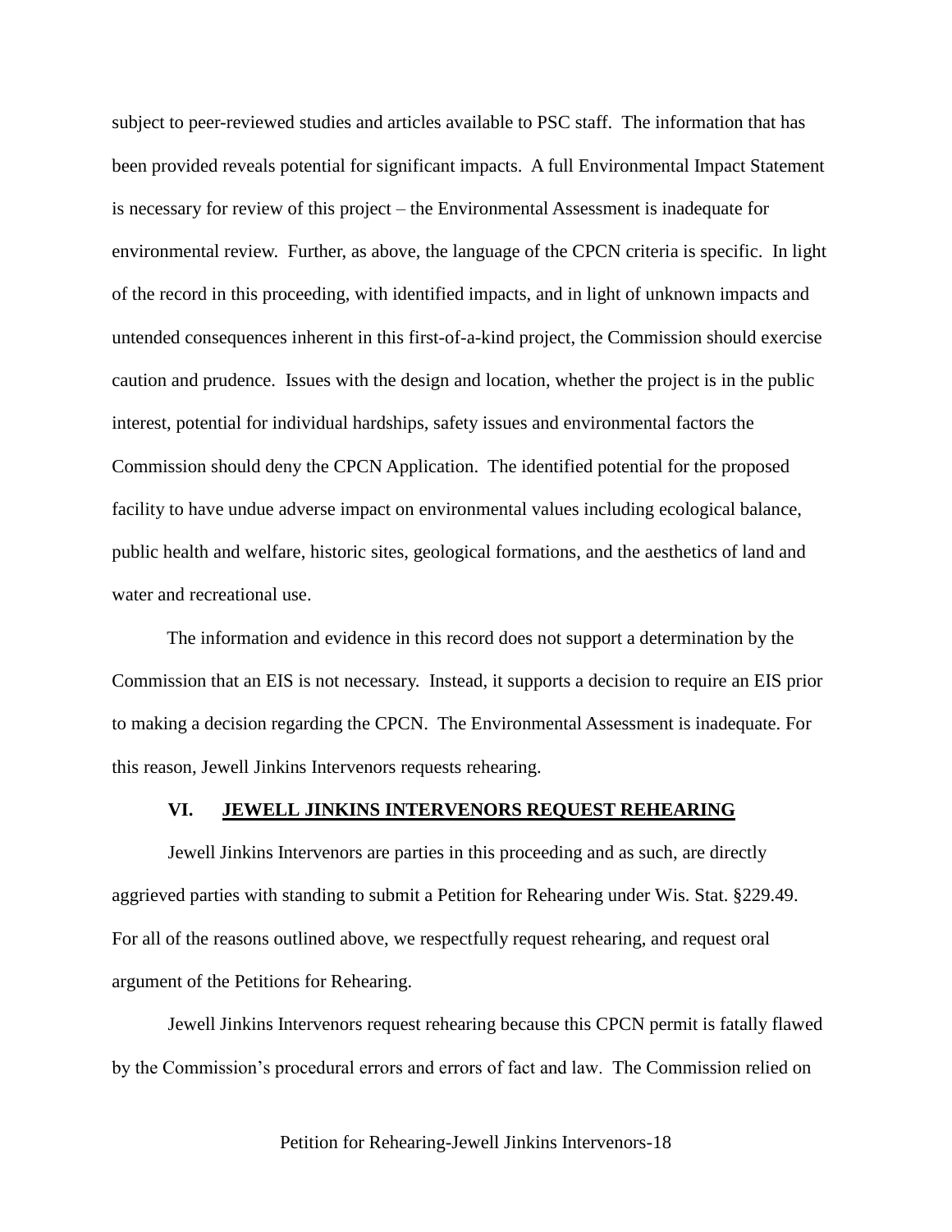subject to peer-reviewed studies and articles available to PSC staff. The information that has been provided reveals potential for significant impacts. A full Environmental Impact Statement is necessary for review of this project – the Environmental Assessment is inadequate for environmental review. Further, as above, the language of the CPCN criteria is specific. In light of the record in this proceeding, with identified impacts, and in light of unknown impacts and untended consequences inherent in this first-of-a-kind project, the Commission should exercise caution and prudence. Issues with the design and location, whether the project is in the public interest, potential for individual hardships, safety issues and environmental factors the Commission should deny the CPCN Application. The identified potential for the proposed facility to have undue adverse impact on environmental values including ecological balance, public health and welfare, historic sites, geological formations, and the aesthetics of land and water and recreational use.

The information and evidence in this record does not support a determination by the Commission that an EIS is not necessary. Instead, it supports a decision to require an EIS prior to making a decision regarding the CPCN. The Environmental Assessment is inadequate. For this reason, Jewell Jinkins Intervenors requests rehearing.

## VI. JEWELL JINKINS INTERVENORS REQUEST REHEARING

Jewell Jinkins Intervenors are parties in this proceeding and as such, are directly aggrieved parties with standing to submit a Petition for Rehearing under Wis. Stat. §229.49. For all of the reasons outlined above, we respectfully request rehearing, and request oral argument of the Petitions for Rehearing.

Jewell Jinkins Intervenors request rehearing because this CPCN permit is fatally flawed by the Commission's procedural errors and errors of fact and law. The Commission relied on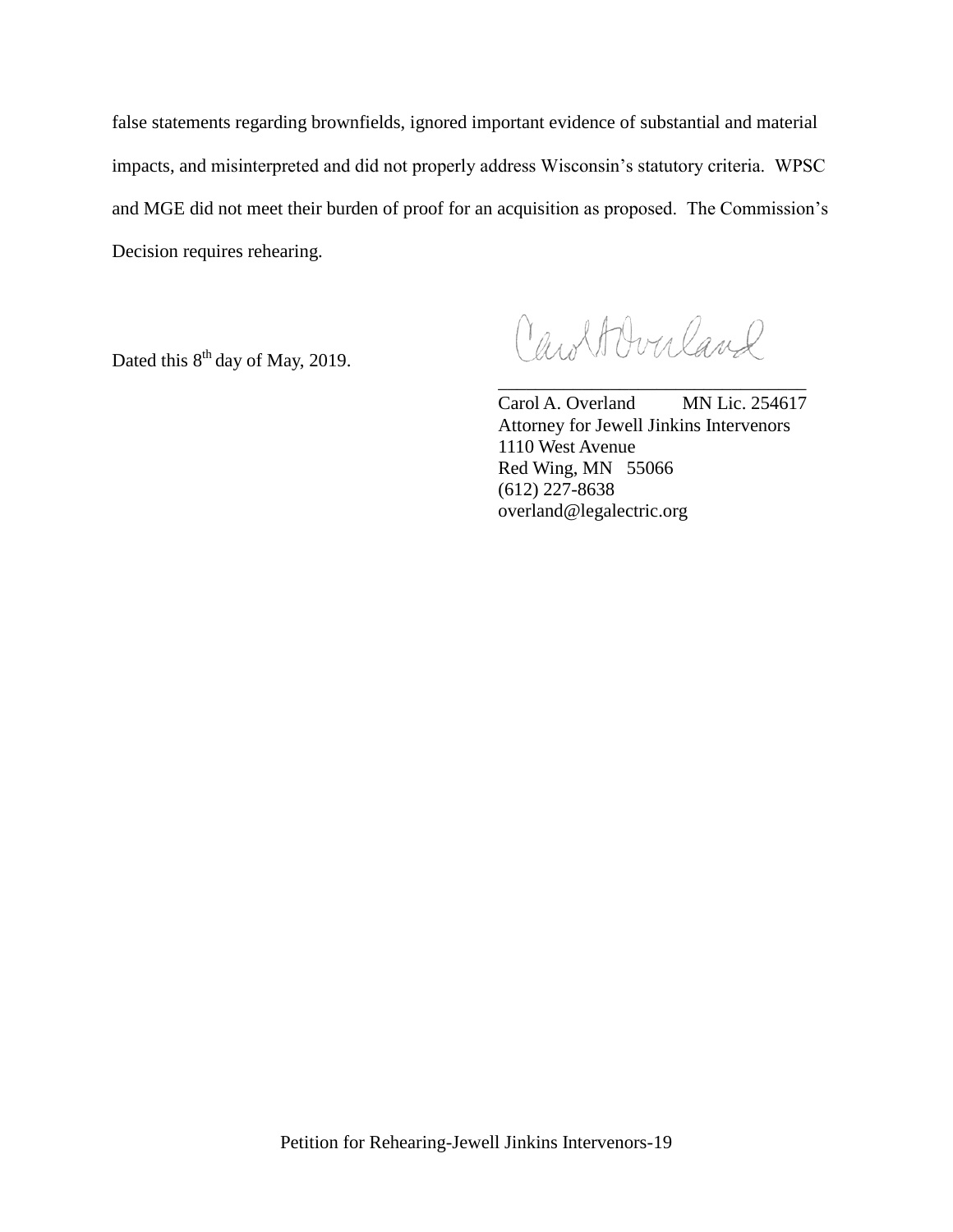false statements regarding brownfields, ignored important evidence of substantial and material impacts, and misinterpreted and did not properly address Wisconsin's statutory criteria. WPSC and MGE did not meet their burden of proof for an acquisition as proposed. The Commission's Decision requires rehearing.

Dated this 8th day of May, 2019.

Carol A. Overland

\_\_\_\_\_\_\_\_\_\_\_\_\_\_\_\_\_\_\_\_\_\_\_\_\_\_\_\_\_\_\_\_

Carol A. Overland MN Lic. 254617
Attorney for Jewell Jinkins Intervenors
1110 West Avenue
Red Wing, MN 55066
(612) 227-8638
overland@legalectric.org